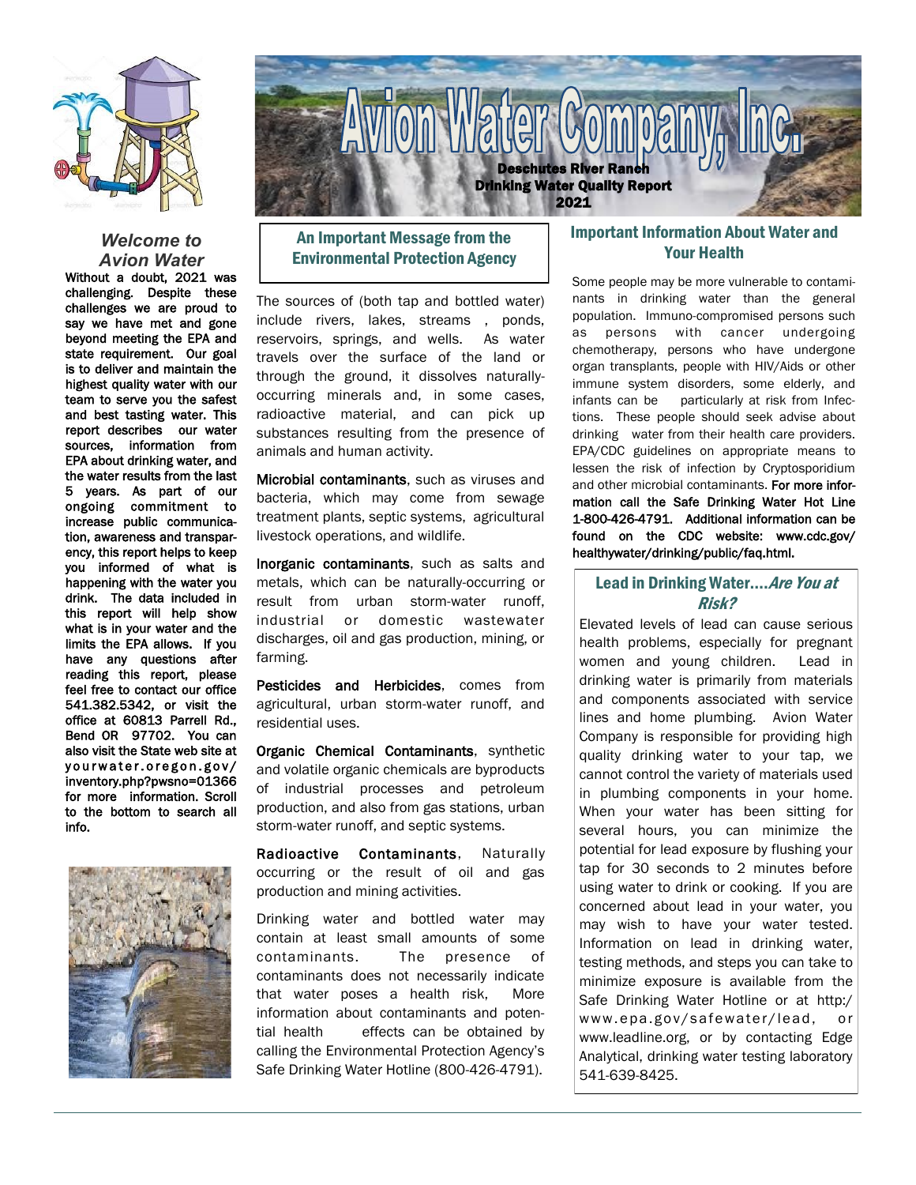# Avion Water Company, Inc.

**Deschutes River Ranch**
**Drinking Water Quality Report**
**2021**

## *Welcome to Avion Water*

**Without a doubt, 2021 was challenging. Despite these challenges we are proud to say we have met and gone beyond meeting the EPA and state requirement. Our goal is to deliver and maintain the highest quality water with our team to serve you the safest and best tasting water. This report describes our water sources, information from EPA about drinking water, and the water results from the last 5 years. As part of our ongoing commitment to increase public communication, awareness and transparency, this report helps to keep you informed of what is happening with the water you drink. The data included in this report will help show what is in your water and the limits the EPA allows. If you have any questions after reading this report, please feel free to contact our office 541.382.5342, or visit the office at 60813 Parrell Rd., Bend OR 97702. You can also visit the State web site at yourwater.oregon.gov/inventory.php?pwsno=01366 for more information. Scroll to the bottom to search all info.**

## An Important Message from the Environmental Protection Agency

The sources of (both tap and bottled water) include rivers, lakes, streams , ponds, reservoirs, springs, and wells. As water travels over the surface of the land or through the ground, it dissolves naturally-occurring minerals and, in some cases, radioactive material, and can pick up substances resulting from the presence of animals and human activity.

**Microbial contaminants**, such as viruses and bacteria, which may come from sewage treatment plants, septic systems, agricultural livestock operations, and wildlife.

**Inorganic contaminants**, such as salts and metals, which can be naturally-occurring or result from urban storm-water runoff, industrial or domestic wastewater discharges, oil and gas production, mining, or farming.

**Pesticides and Herbicides**, comes from agricultural, urban storm-water runoff, and residential uses.

**Organic Chemical Contaminants**, synthetic and volatile organic chemicals are byproducts of industrial processes and petroleum production, and also from gas stations, urban storm-water runoff, and septic systems.

**Radioactive Contaminants**, Naturally occurring or the result of oil and gas production and mining activities.

Drinking water and bottled water may contain at least small amounts of some contaminants. The presence of contaminants does not necessarily indicate that water poses a health risk, More information about contaminants and potential health effects can be obtained by calling the Environmental Protection Agency's Safe Drinking Water Hotline (800-426-4791).

## Important Information About Water and Your Health

Some people may be more vulnerable to contaminants in drinking water than the general population. Immuno-compromised persons such as persons with cancer undergoing chemotherapy, persons who have undergone organ transplants, people with HIV/Aids or other immune system disorders, some elderly, and infants can be particularly at risk from Infections. These people should seek advise about drinking water from their health care providers. EPA/CDC guidelines on appropriate means to lessen the risk of infection by Cryptosporidium and other microbial contaminants. **For more information call the Safe Drinking Water Hot Line 1-800-426-4791. Additional information can be found on the CDC website: www.cdc.gov/healthywater/drinking/public/faq.html.**

## Lead in Drinking Water....*Are You at Risk?*

Elevated levels of lead can cause serious health problems, especially for pregnant women and young children. Lead in drinking water is primarily from materials and components associated with service lines and home plumbing. Avion Water Company is responsible for providing high quality drinking water to your tap, we cannot control the variety of materials used in plumbing components in your home. When your water has been sitting for several hours, you can minimize the potential for lead exposure by flushing your tap for 30 seconds to 2 minutes before using water to drink or cooking. If you are concerned about lead in your water, you may wish to have your water tested. Information on lead in drinking water, testing methods, and steps you can take to minimize exposure is available from the Safe Drinking Water Hotline or at http:/www.epa.gov/safewater/lead, or www.leadline.org, or by contacting Edge Analytical, drinking water testing laboratory 541-639-8425.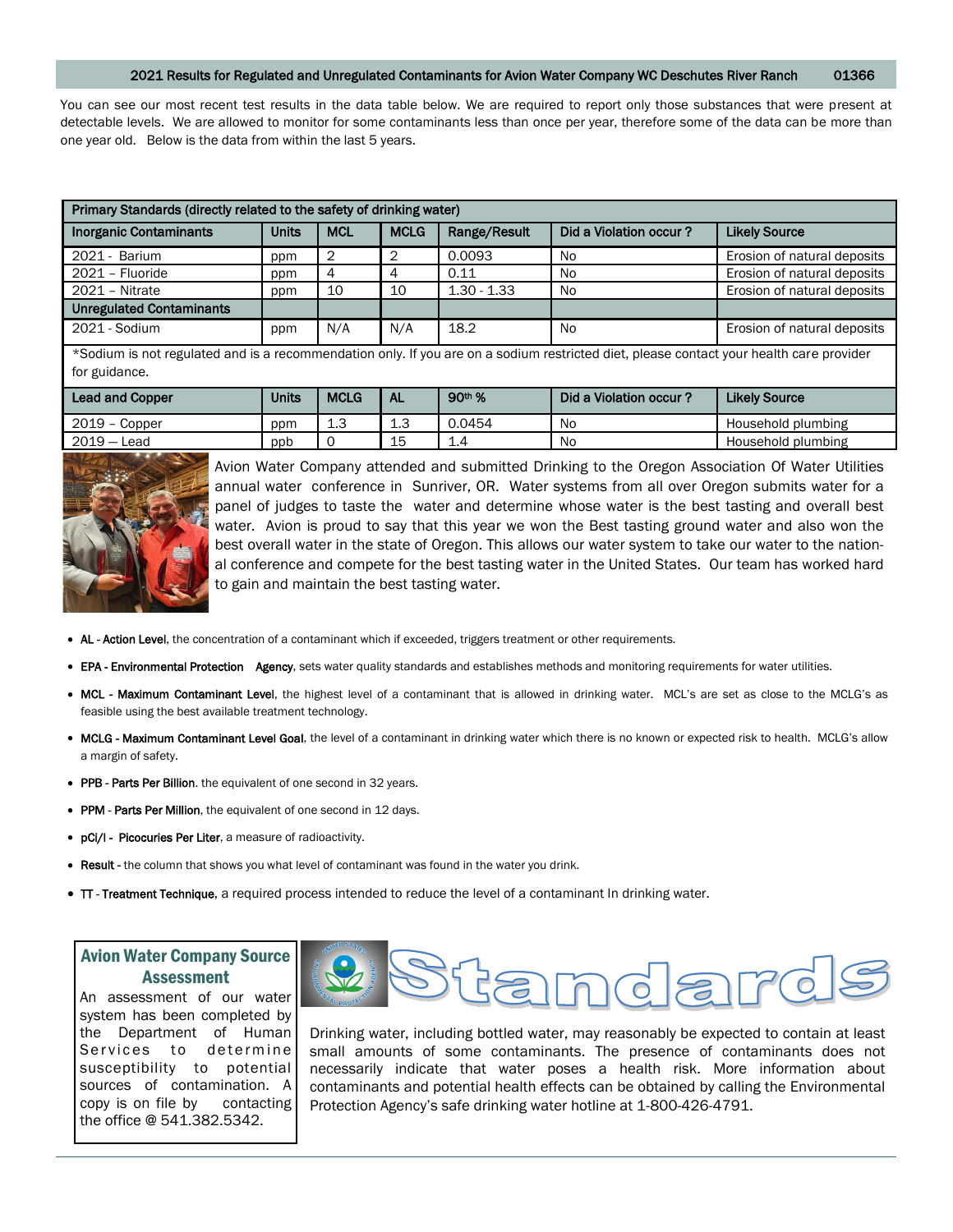## 2021 Results for Regulated and Unregulated Contaminants for Avion Water Company WC Deschutes River Ranch 01366

You can see our most recent test results in the data table below. We are required to report only those substances that were present at detectable levels. We are allowed to monitor for some contaminants less than once per year, therefore some of the data can be more than one year old. Below is the data from within the last 5 years.

| Primary Standards (directly related to the safety of drinking water) | | | | | | |
|---|---|---|---|---|---|---|
| **Inorganic Contaminants** | **Units** | **MCL** | **MCLG** | **Range/Result** | **Did a Violation occur ?** | **Likely Source** |
| 2021 - Barium | ppm | 2 | 2 | 0.0093 | No | Erosion of natural deposits |
| 2021 – Fluoride | ppm | 4 | 4 | 0.11 | No | Erosion of natural deposits |
| 2021 – Nitrate | ppm | 10 | 10 | 1.30 - 1.33 | No | Erosion of natural deposits |
| **Unregulated Contaminants** | | | | | | |
| 2021 - Sodium | ppm | N/A | N/A | 18.2 | No | Erosion of natural deposits |
| *Sodium is not regulated and is a recommendation only. If you are on a sodium restricted diet, please contact your health care provider for guidance. | | | | | | |
| **Lead and Copper** | **Units** | **MCLG** | **AL** | **90th %** | **Did a Violation occur ?** | **Likely Source** |
| 2019 – Copper | ppm | 1.3 | 1.3 | 0.0454 | No | Household plumbing |
| 2019 — Lead | ppb | 0 | 15 | 1.4 | No | Household plumbing |

Avion Water Company attended and submitted Drinking to the Oregon Association Of Water Utilities annual water conference in Sunriver, OR. Water systems from all over Oregon submits water for a panel of judges to taste the water and determine whose water is the best tasting and overall best water. Avion is proud to say that this year we won the Best tasting ground water and also won the best overall water in the state of Oregon. This allows our water system to take our water to the national conference and compete for the best tasting water in the United States. Our team has worked hard to gain and maintain the best tasting water.

- **AL - Action Level**, the concentration of a contaminant which if exceeded, triggers treatment or other requirements.
- **EPA - Environmental Protection Agency**, sets water quality standards and establishes methods and monitoring requirements for water utilities.
- **MCL - Maximum Contaminant Level**, the highest level of a contaminant that is allowed in drinking water. MCL's are set as close to the MCLG's as feasible using the best available treatment technology.
- **MCLG - Maximum Contaminant Level Goal**, the level of a contaminant in drinking water which there is no known or expected risk to health. MCLG's allow a margin of safety.
- **PPB - Parts Per Billion**. the equivalent of one second in 32 years.
- **PPM - Parts Per Million**, the equivalent of one second in 12 days.
- **pCi/l - Picocuries Per Liter**, a measure of radioactivity.
- **Result** - the column that shows you what level of contaminant was found in the water you drink.
- **TT - Treatment Technique**, a required process intended to reduce the level of a contaminant In drinking water.

### Avion Water Company Source Assessment

An assessment of our water system has been completed by the Department of Human Services to determine susceptibility to potential sources of contamination. A copy is on file by contacting the office @ 541.382.5342.

### Standards

Drinking water, including bottled water, may reasonably be expected to contain at least small amounts of some contaminants. The presence of contaminants does not necessarily indicate that water poses a health risk. More information about contaminants and potential health effects can be obtained by calling the Environmental Protection Agency's safe drinking water hotline at 1-800-426-4791.